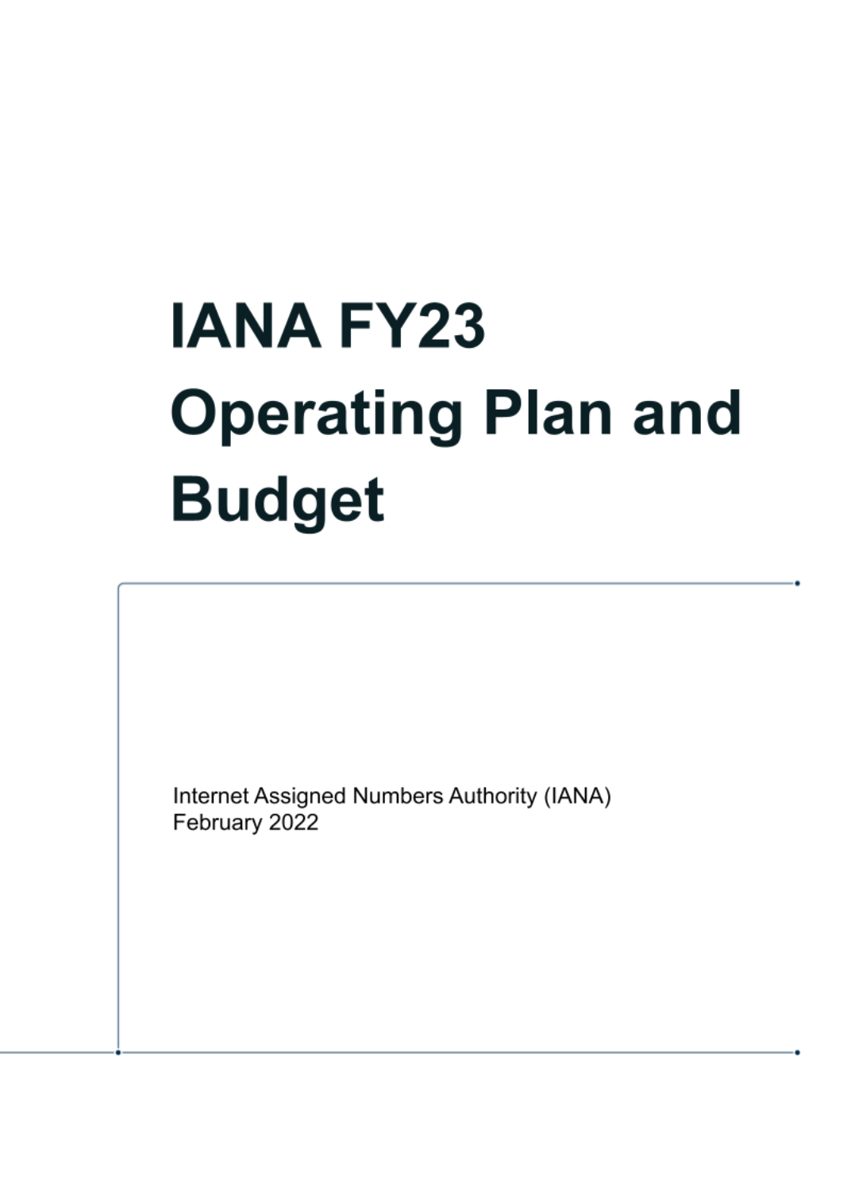# IANA FY23 Operating Plan and Budget

Internet Assigned Numbers Authority (IANA)
February 2022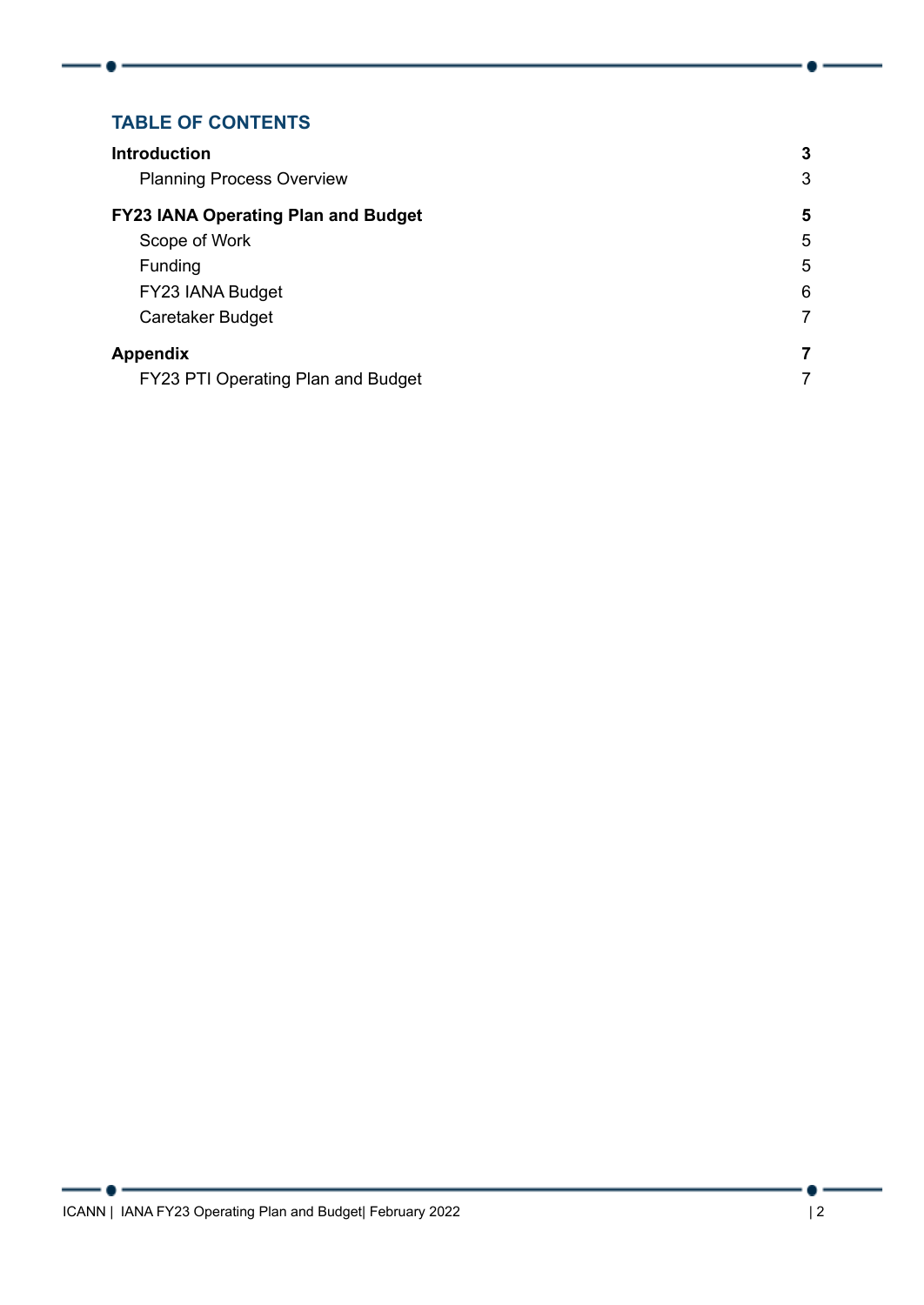## TABLE OF CONTENTS

| | |
|---|---|
| **Introduction** | **3** |
| Planning Process Overview | 3 |
| **FY23 IANA Operating Plan and Budget** | **5** |
| Scope of Work | 5 |
| Funding | 5 |
| FY23 IANA Budget | 6 |
| Caretaker Budget | 7 |
| **Appendix** | **7** |
| FY23 PTI Operating Plan and Budget | 7 |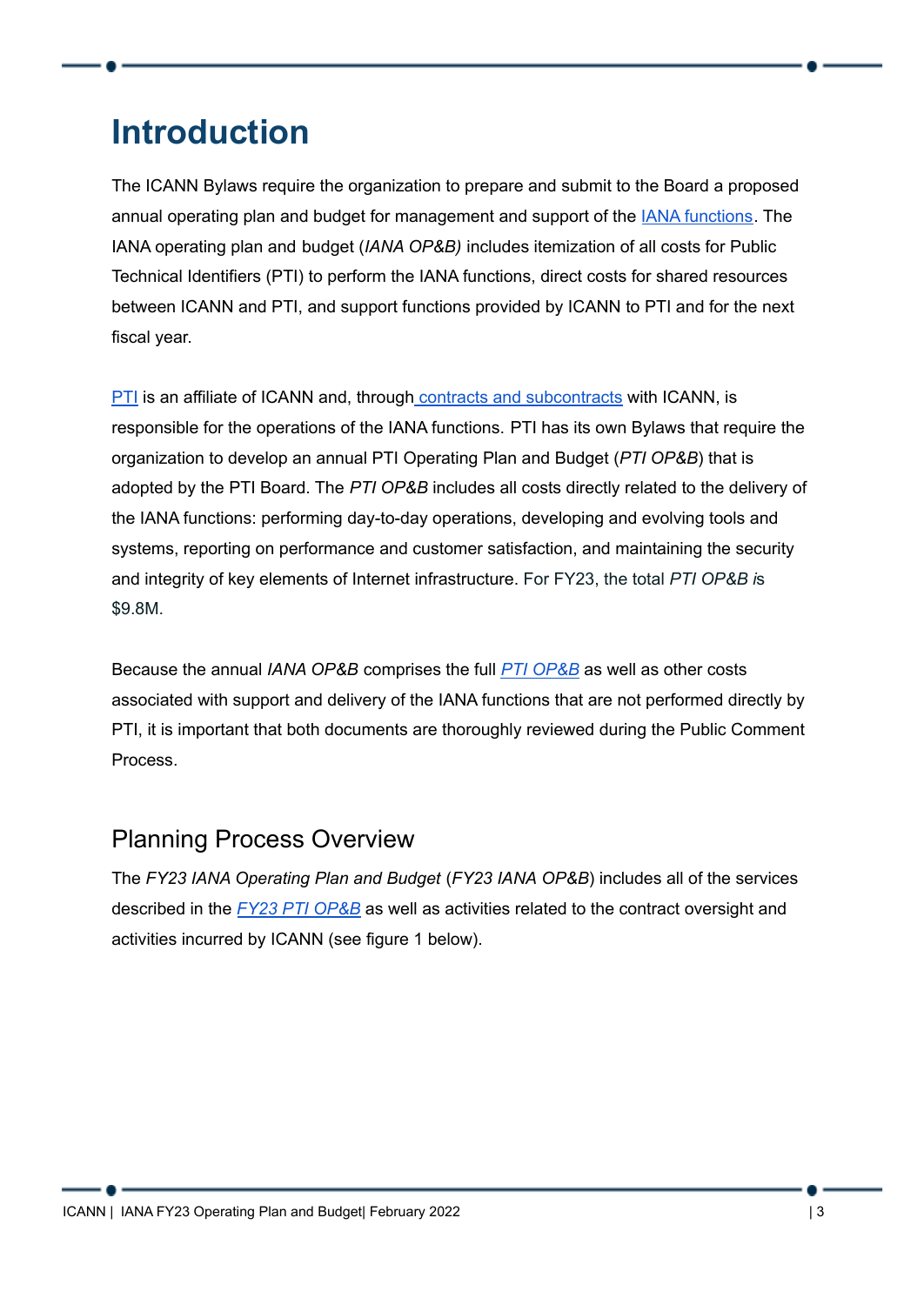# Introduction

The ICANN Bylaws require the organization to prepare and submit to the Board a proposed annual operating plan and budget for management and support of the IANA functions. The IANA operating plan and budget (*IANA OP&B)* includes itemization of all costs for Public Technical Identifiers (PTI) to perform the IANA functions, direct costs for shared resources between ICANN and PTI, and support functions provided by ICANN to PTI and for the next fiscal year.

PTI is an affiliate of ICANN and, through contracts and subcontracts with ICANN, is responsible for the operations of the IANA functions. PTI has its own Bylaws that require the organization to develop an annual PTI Operating Plan and Budget (*PTI OP&B*) that is adopted by the PTI Board. The *PTI OP&B* includes all costs directly related to the delivery of the IANA functions: performing day-to-day operations, developing and evolving tools and systems, reporting on performance and customer satisfaction, and maintaining the security and integrity of key elements of Internet infrastructure. For FY23, the total *PTI OP&B i*s $9.8M.

Because the annual *IANA OP&B* comprises the full *PTI OP&B* as well as other costs associated with support and delivery of the IANA functions that are not performed directly by PTI, it is important that both documents are thoroughly reviewed during the Public Comment Process.

## Planning Process Overview

The *FY23 IANA Operating Plan and Budget* (*FY23 IANA OP&B*) includes all of the services described in the *FY23 PTI OP&B* as well as activities related to the contract oversight and activities incurred by ICANN (see figure 1 below).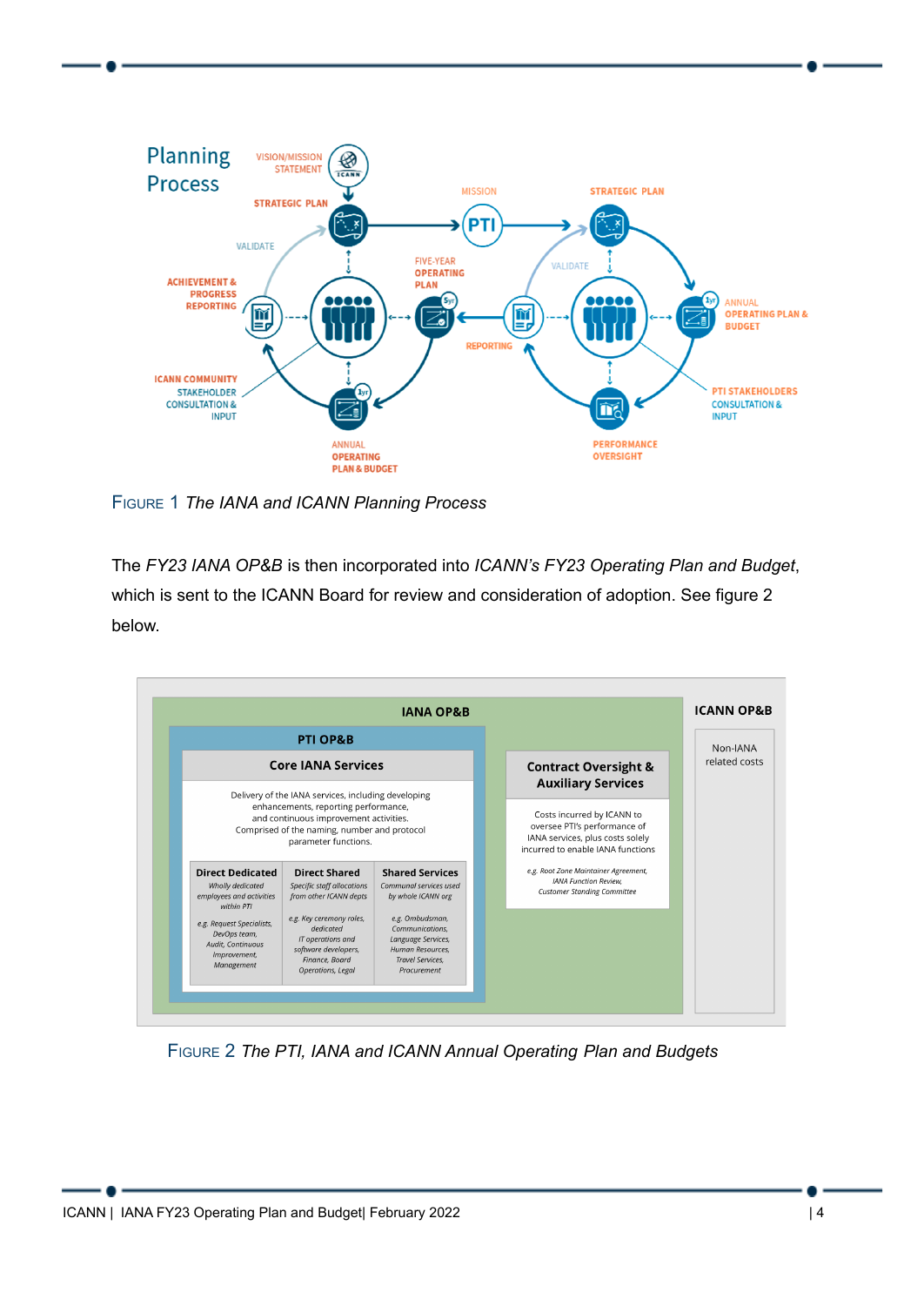Planning Process

VISION/MISSION STATEMENT

STRATEGIC PLAN

VALIDATE

ACHIEVEMENT & PROGRESS REPORTING

ICANN COMMUNITY STAKEHOLDER CONSULTATION & INPUT

ANNUAL OPERATING PLAN & BUDGET

MISSION

PTI

FIVE-YEAR OPERATING PLAN

REPORTING

STRATEGIC PLAN

VALIDATE

ANNUAL OPERATING PLAN & BUDGET

PTI STAKEHOLDERS CONSULTATION & INPUT

PERFORMANCE OVERSIGHT

Figure 1 *The IANA and ICANN Planning Process*

The *FY23 IANA OP&B* is then incorporated into *ICANN's FY23 Operating Plan and Budget*, which is sent to the ICANN Board for review and consideration of adoption. See figure 2 below.

IANA OP&B

PTI OP&B

Core IANA Services

Delivery of the IANA services, including developing enhancements, reporting performance, and continuous improvement activities. Comprised of the naming, number and protocol parameter functions.

| Direct Dedicated | Direct Shared | Shared Services |
|---|---|---|
| *Wholly dedicated employees and activities within PTI* | *Specific staff allocations from other ICANN depts* | *Communal services used by whole ICANN org* |
| *e.g. Request Specialists, DevOps team, Audit, Continuous Improvement, Management* | *e.g. Key ceremony roles, dedicated IT operations and software developers, Finance, Board Operations, Legal* | *e.g. Ombudsman, Communications, Language Services, Human Resources, Travel Services, Procurement* |

Contract Oversight & Auxiliary Services

Costs incurred by ICANN to oversee PTI's performance of IANA services, plus costs solely incurred to enable IANA functions

*e.g. Root Zone Maintainer Agreement, IANA Function Review, Customer Standing Committee*

ICANN OP&B

Non-IANA related costs

Figure 2 *The PTI, IANA and ICANN Annual Operating Plan and Budgets*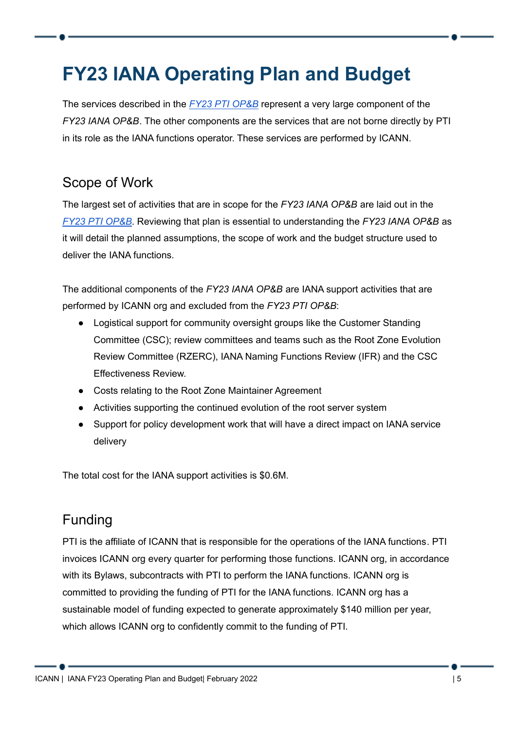# FY23 IANA Operating Plan and Budget

The services described in the [*FY23 PTI OP&B*]() represent a very large component of the *FY23 IANA OP&B*. The other components are the services that are not borne directly by PTI in its role as the IANA functions operator. These services are performed by ICANN.

## Scope of Work

The largest set of activities that are in scope for the *FY23 IANA OP&B* are laid out in the [*FY23 PTI OP&B*](). Reviewing that plan is essential to understanding the *FY23 IANA OP&B* as it will detail the planned assumptions, the scope of work and the budget structure used to deliver the IANA functions.

The additional components of the *FY23 IANA OP&B* are IANA support activities that are performed by ICANN org and excluded from the *FY23 PTI OP&B*:

- Logistical support for community oversight groups like the Customer Standing Committee (CSC); review committees and teams such as the Root Zone Evolution Review Committee (RZERC), IANA Naming Functions Review (IFR) and the CSC Effectiveness Review.
- Costs relating to the Root Zone Maintainer Agreement
- Activities supporting the continued evolution of the root server system
- Support for policy development work that will have a direct impact on IANA service delivery

The total cost for the IANA support activities is $0.6M.

## Funding

PTI is the affiliate of ICANN that is responsible for the operations of the IANA functions. PTI invoices ICANN org every quarter for performing those functions. ICANN org, in accordance with its Bylaws, subcontracts with PTI to perform the IANA functions. ICANN org is committed to providing the funding of PTI for the IANA functions. ICANN org has a sustainable model of funding expected to generate approximately $140 million per year, which allows ICANN org to confidently commit to the funding of PTI.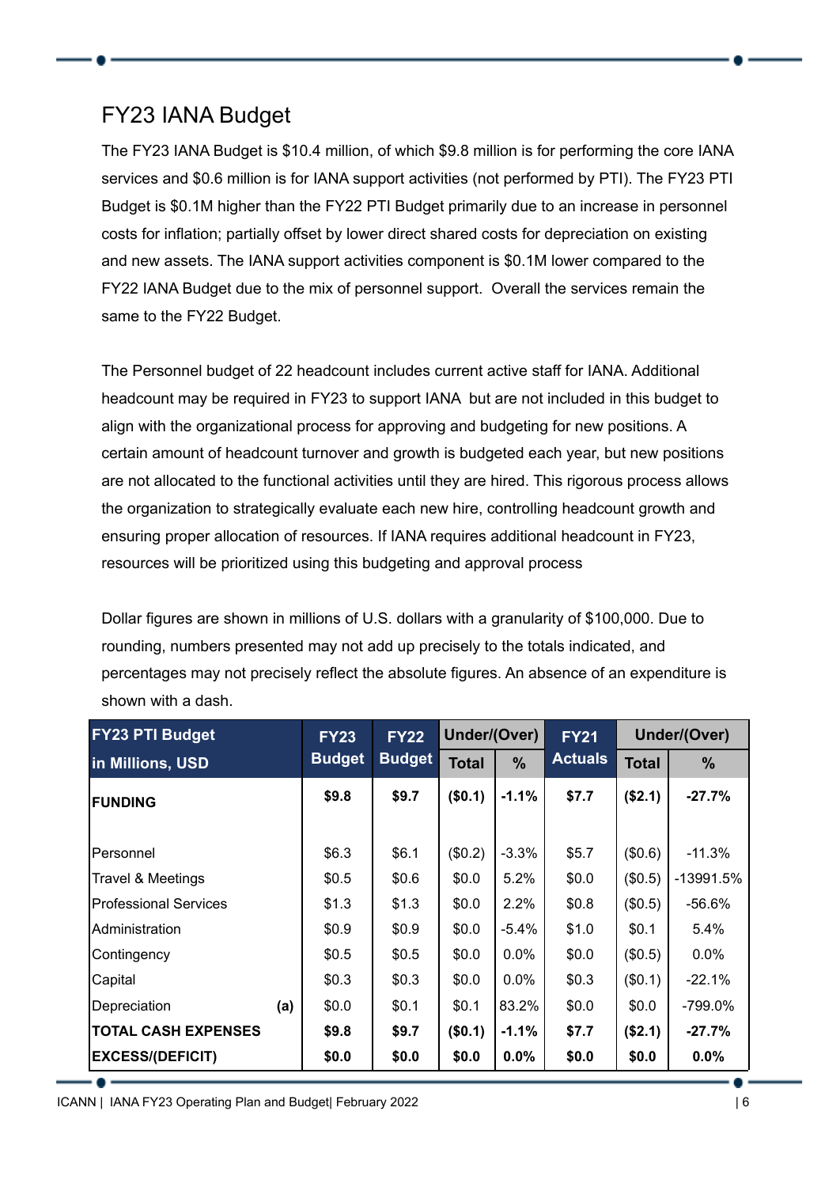## FY23 IANA Budget

The FY23 IANA Budget is $10.4 million, of which $9.8 million is for performing the core IANA services and $0.6 million is for IANA support activities (not performed by PTI). The FY23 PTI Budget is $0.1M higher than the FY22 PTI Budget primarily due to an increase in personnel costs for inflation; partially offset by lower direct shared costs for depreciation on existing and new assets. The IANA support activities component is $0.1M lower compared to the FY22 IANA Budget due to the mix of personnel support.  Overall the services remain the same to the FY22 Budget.

The Personnel budget of 22 headcount includes current active staff for IANA. Additional headcount may be required in FY23 to support IANA  but are not included in this budget to align with the organizational process for approving and budgeting for new positions. A certain amount of headcount turnover and growth is budgeted each year, but new positions are not allocated to the functional activities until they are hired. This rigorous process allows the organization to strategically evaluate each new hire, controlling headcount growth and ensuring proper allocation of resources. If IANA requires additional headcount in FY23, resources will be prioritized using this budgeting and approval process

Dollar figures are shown in millions of U.S. dollars with a granularity of $100,000. Due to rounding, numbers presented may not add up precisely to the totals indicated, and percentages may not precisely reflect the absolute figures. An absence of an expenditure is shown with a dash.

| **FY23 PTI Budget in Millions, USD** | | **FY23 Budget** | **FY22 Budget** | **Under/(Over)** | | **FY21 Actuals** | **Under/(Over)** | |
|---|---|---|---|---|---|---|---|---|
| | | | | **Total** | **%** | | **Total** | **%** |
| **FUNDING** | | **$9.8** | **$9.7** | **($0.1)** | **-1.1%** | **$7.7** | **($2.1)** | **-27.7%** |
| Personnel | | $6.3 | $6.1 | ($0.2) | -3.3% | $5.7 | ($0.6) | -11.3% |
| Travel & Meetings | | $0.5 | $0.6 | $0.0 | 5.2% | $0.0 | ($0.5) | -13991.5% |
| Professional Services | | $1.3 | $1.3 | $0.0 | 2.2% | $0.8 | ($0.5) | -56.6% |
| Administration | | $0.9 | $0.9 | $0.0 | -5.4% | $1.0 | $0.1 | 5.4% |
| Contingency | | $0.5 | $0.5 | $0.0 | 0.0% | $0.0 | ($0.5) | 0.0% |
| Capital | | $0.3 | $0.3 | $0.0 | 0.0% | $0.3 | ($0.1) | -22.1% |
| Depreciation | **(a)** | $0.0 | $0.1 | $0.1 | 83.2% | $0.0 | $0.0 | -799.0% |
| **TOTAL CASH EXPENSES** | | **$9.8** | **$9.7** | **($0.1)** | **-1.1%** | **$7.7** | **($2.1)** | **-27.7%** |
| **EXCESS/(DEFICIT)** | | **$0.0** | **$0.0** | **$0.0** | **0.0%** | **$0.0** | **$0.0** | **0.0%** |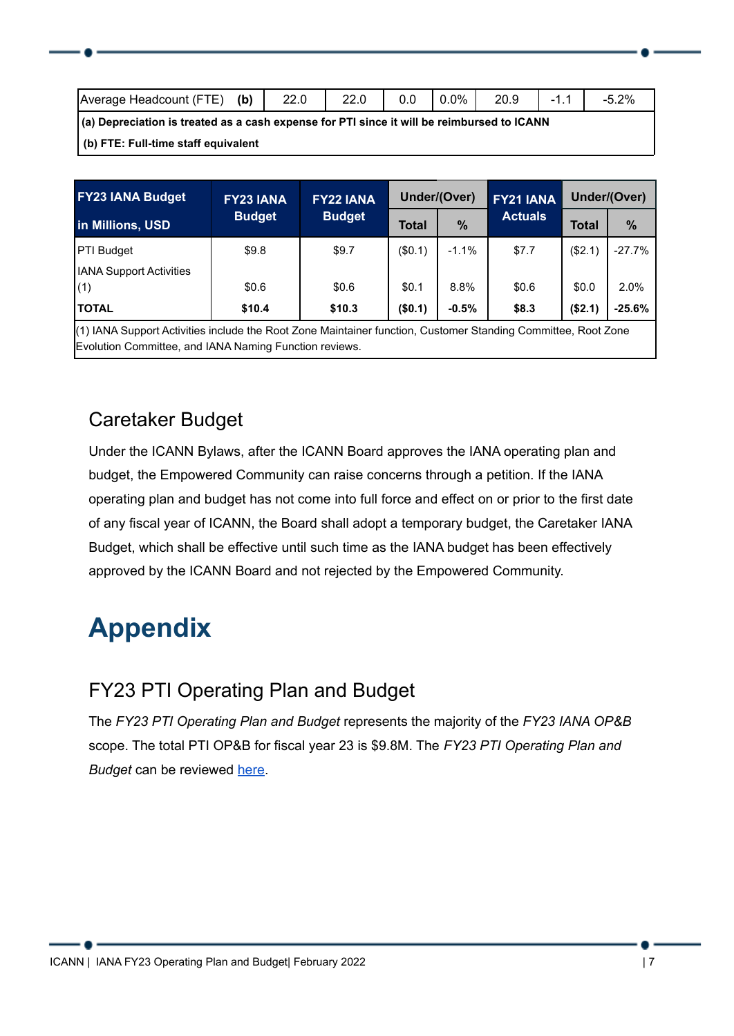| | | | | | | | |
|---|---|---|---|---|---|---|---|
| Average Headcount (FTE) **(b)** | 22.0 | 22.0 | 0.0 | 0.0% | 20.9 | -1.1 | -5.2% |
| **(a) Depreciation is treated as a cash expense for PTI since it will be reimbursed to ICANN** | | | | | | | |
| **(b) FTE: Full-time staff equivalent** | | | | | | | |

| FY23 IANA Budget in Millions, USD | FY23 IANA Budget | FY22 IANA Budget | Under/(Over) | | FY21 IANA Actuals | Under/(Over) | |
|---|---|---|---|---|---|---|---|
| | | | Total | % | | Total | % |
| PTI Budget | $9.8 | $9.7 | ($0.1) | -1.1% | $7.7 | ($2.1) | -27.7% |
| IANA Support Activities (1) | $0.6 | $0.6 | $0.1 | 8.8% | $0.6 | $0.0 | 2.0% |
| **TOTAL** | **$10.4** | **$10.3** | **($0.1)** | **-0.5%** | **$8.3** | **($2.1)** | **-25.6%** |
| (1) IANA Support Activities include the Root Zone Maintainer function, Customer Standing Committee, Root Zone Evolution Committee, and IANA Naming Function reviews. | | | | | | | |

## Caretaker Budget

Under the ICANN Bylaws, after the ICANN Board approves the IANA operating plan and budget, the Empowered Community can raise concerns through a petition. If the IANA operating plan and budget has not come into full force and effect on or prior to the first date of any fiscal year of ICANN, the Board shall adopt a temporary budget, the Caretaker IANA Budget, which shall be effective until such time as the IANA budget has been effectively approved by the ICANN Board and not rejected by the Empowered Community.

# Appendix

## FY23 PTI Operating Plan and Budget

The *FY23 PTI Operating Plan and Budget* represents the majority of the *FY23 IANA OP&B* scope. The total PTI OP&B for fiscal year 23 is $9.8M. The *FY23 PTI Operating Plan and Budget* can be reviewed here.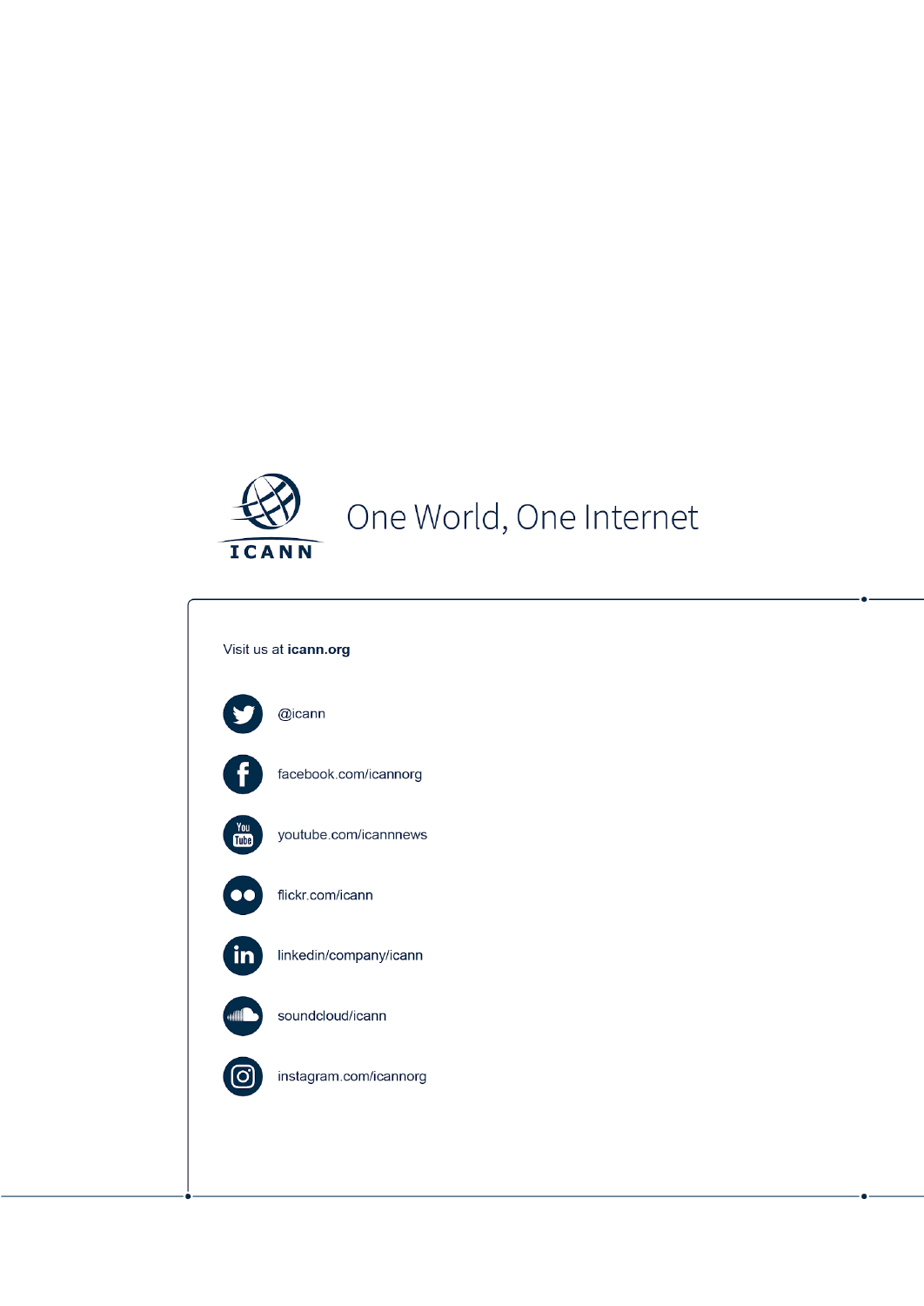ICANN

One World, One Internet

Visit us at **icann.org**

- @icann
- facebook.com/icannorg
- youtube.com/icannnews
- flickr.com/icann
- linkedin/company/icann
- soundcloud/icann
- instagram.com/icannorg